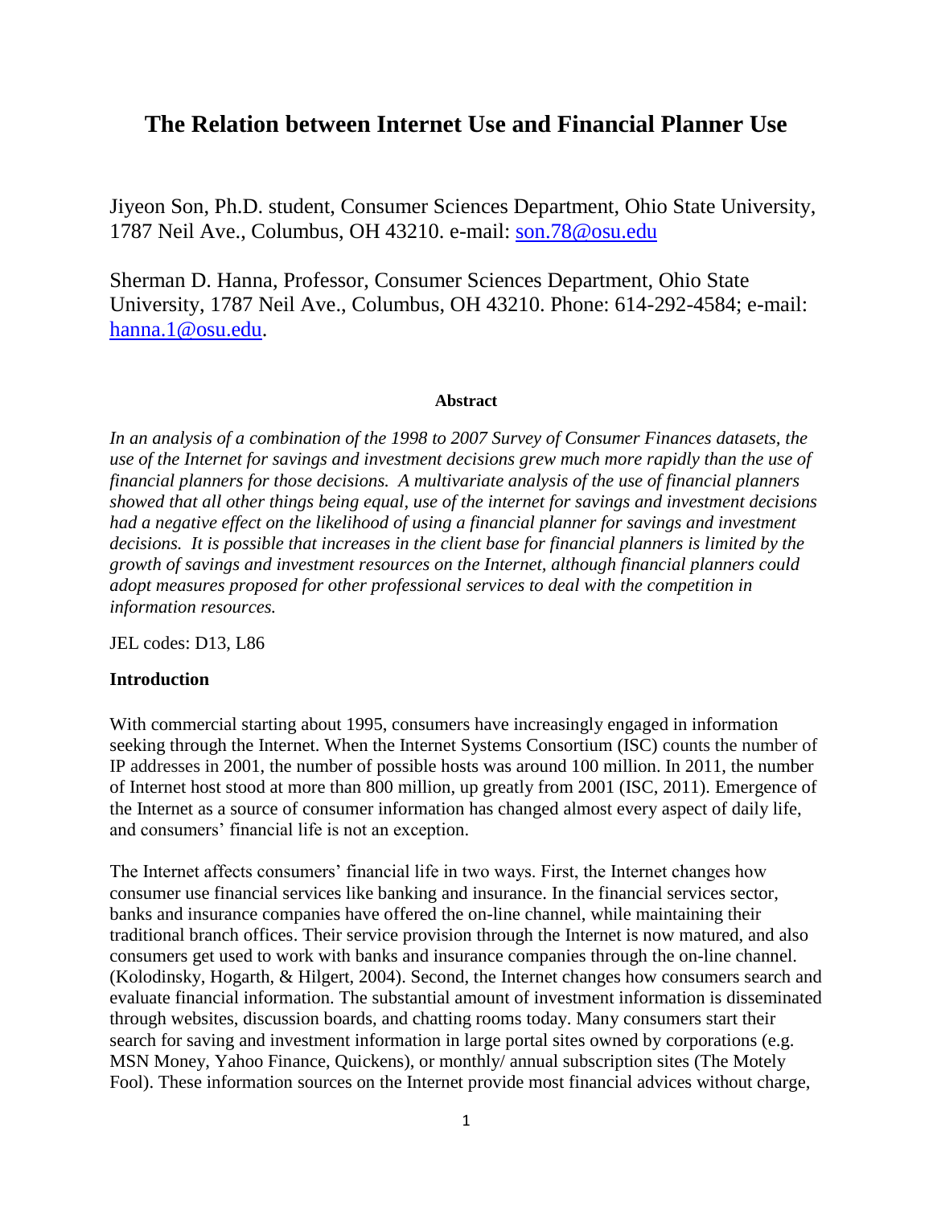# The Relation between Internet Use and Financial Planner Use

Jiyeon Son, Ph.D. student, Consumer Sciences Department, Ohio State University, 1787 Neil Ave., Columbus, OH 43210. e-mail: son.78@osu.edu

Sherman D. Hanna, Professor, Consumer Sciences Department, Ohio State University, 1787 Neil Ave., Columbus, OH 43210. Phone: 614-292-4584; e-mail: hanna.1@osu.edu.

**Abstract**

*In an analysis of a combination of the 1998 to 2007 Survey of Consumer Finances datasets, the use of the Internet for savings and investment decisions grew much more rapidly than the use of financial planners for those decisions. A multivariate analysis of the use of financial planners showed that all other things being equal, use of the internet for savings and investment decisions had a negative effect on the likelihood of using a financial planner for savings and investment decisions. It is possible that increases in the client base for financial planners is limited by the growth of savings and investment resources on the Internet, although financial planners could adopt measures proposed for other professional services to deal with the competition in information resources.*

JEL codes: D13, L86

**Introduction**

With commercial starting about 1995, consumers have increasingly engaged in information seeking through the Internet. When the Internet Systems Consortium (ISC) counts the number of IP addresses in 2001, the number of possible hosts was around 100 million. In 2011, the number of Internet host stood at more than 800 million, up greatly from 2001 (ISC, 2011). Emergence of the Internet as a source of consumer information has changed almost every aspect of daily life, and consumers' financial life is not an exception.

The Internet affects consumers' financial life in two ways. First, the Internet changes how consumer use financial services like banking and insurance. In the financial services sector, banks and insurance companies have offered the on-line channel, while maintaining their traditional branch offices. Their service provision through the Internet is now matured, and also consumers get used to work with banks and insurance companies through the on-line channel. (Kolodinsky, Hogarth, & Hilgert, 2004). Second, the Internet changes how consumers search and evaluate financial information. The substantial amount of investment information is disseminated through websites, discussion boards, and chatting rooms today. Many consumers start their search for saving and investment information in large portal sites owned by corporations (e.g. MSN Money, Yahoo Finance, Quickens), or monthly/ annual subscription sites (The Motely Fool). These information sources on the Internet provide most financial advices without charge,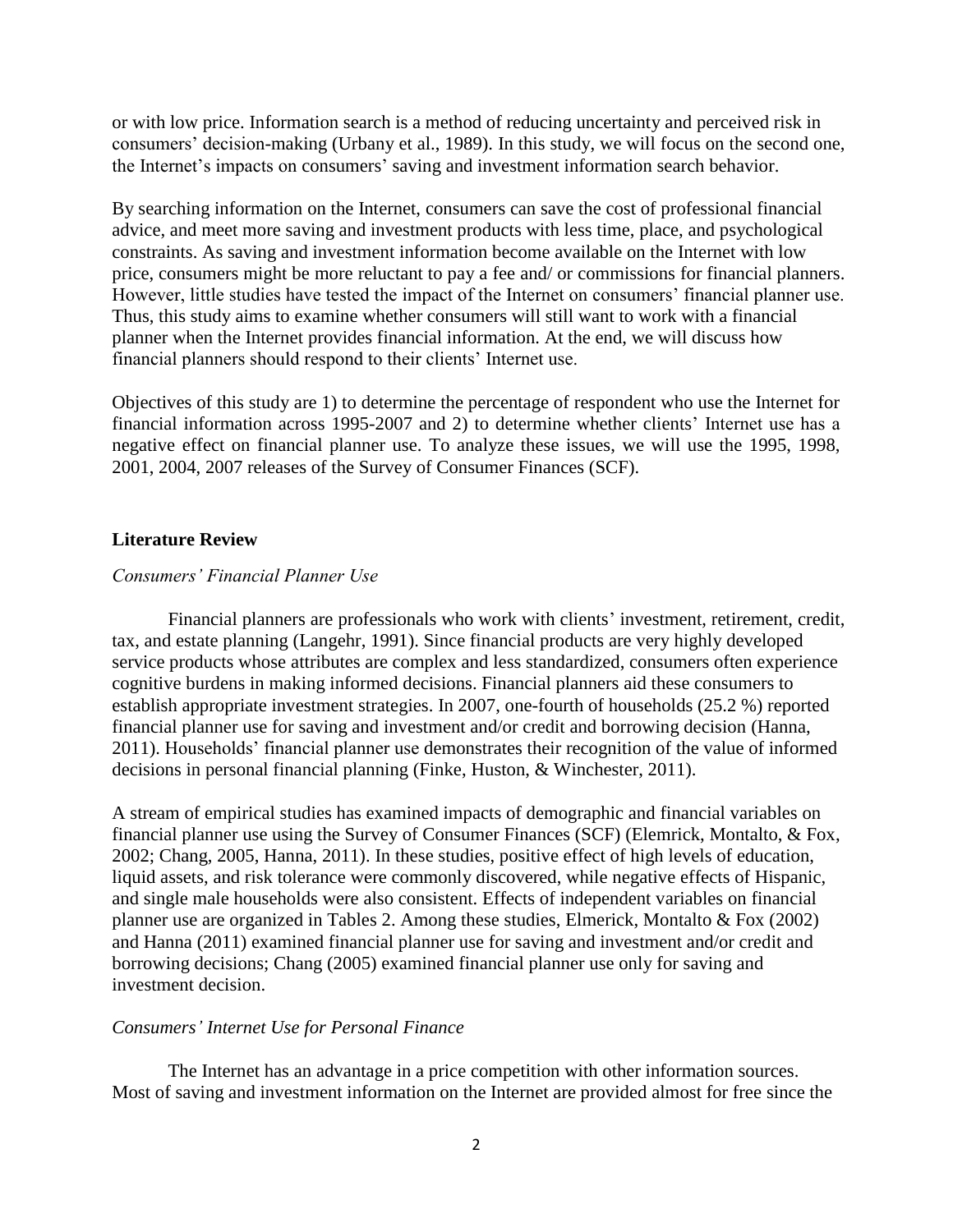or with low price. Information search is a method of reducing uncertainty and perceived risk in consumers' decision-making (Urbany et al., 1989). In this study, we will focus on the second one, the Internet's impacts on consumers' saving and investment information search behavior.

By searching information on the Internet, consumers can save the cost of professional financial advice, and meet more saving and investment products with less time, place, and psychological constraints. As saving and investment information become available on the Internet with low price, consumers might be more reluctant to pay a fee and/ or commissions for financial planners. However, little studies have tested the impact of the Internet on consumers' financial planner use. Thus, this study aims to examine whether consumers will still want to work with a financial planner when the Internet provides financial information. At the end, we will discuss how financial planners should respond to their clients' Internet use.

Objectives of this study are 1) to determine the percentage of respondent who use the Internet for financial information across 1995-2007 and 2) to determine whether clients' Internet use has a negative effect on financial planner use. To analyze these issues, we will use the 1995, 1998, 2001, 2004, 2007 releases of the Survey of Consumer Finances (SCF).

## Literature Review

### *Consumers' Financial Planner Use*

Financial planners are professionals who work with clients' investment, retirement, credit, tax, and estate planning (Langehr, 1991). Since financial products are very highly developed service products whose attributes are complex and less standardized, consumers often experience cognitive burdens in making informed decisions. Financial planners aid these consumers to establish appropriate investment strategies. In 2007, one-fourth of households (25.2 %) reported financial planner use for saving and investment and/or credit and borrowing decision (Hanna, 2011). Households' financial planner use demonstrates their recognition of the value of informed decisions in personal financial planning (Finke, Huston, & Winchester, 2011).

A stream of empirical studies has examined impacts of demographic and financial variables on financial planner use using the Survey of Consumer Finances (SCF) (Elemrick, Montalto, & Fox, 2002; Chang, 2005, Hanna, 2011). In these studies, positive effect of high levels of education, liquid assets, and risk tolerance were commonly discovered, while negative effects of Hispanic, and single male households were also consistent. Effects of independent variables on financial planner use are organized in Tables 2. Among these studies, Elmerick, Montalto & Fox (2002) and Hanna (2011) examined financial planner use for saving and investment and/or credit and borrowing decisions; Chang (2005) examined financial planner use only for saving and investment decision.

### *Consumers' Internet Use for Personal Finance*

The Internet has an advantage in a price competition with other information sources. Most of saving and investment information on the Internet are provided almost for free since the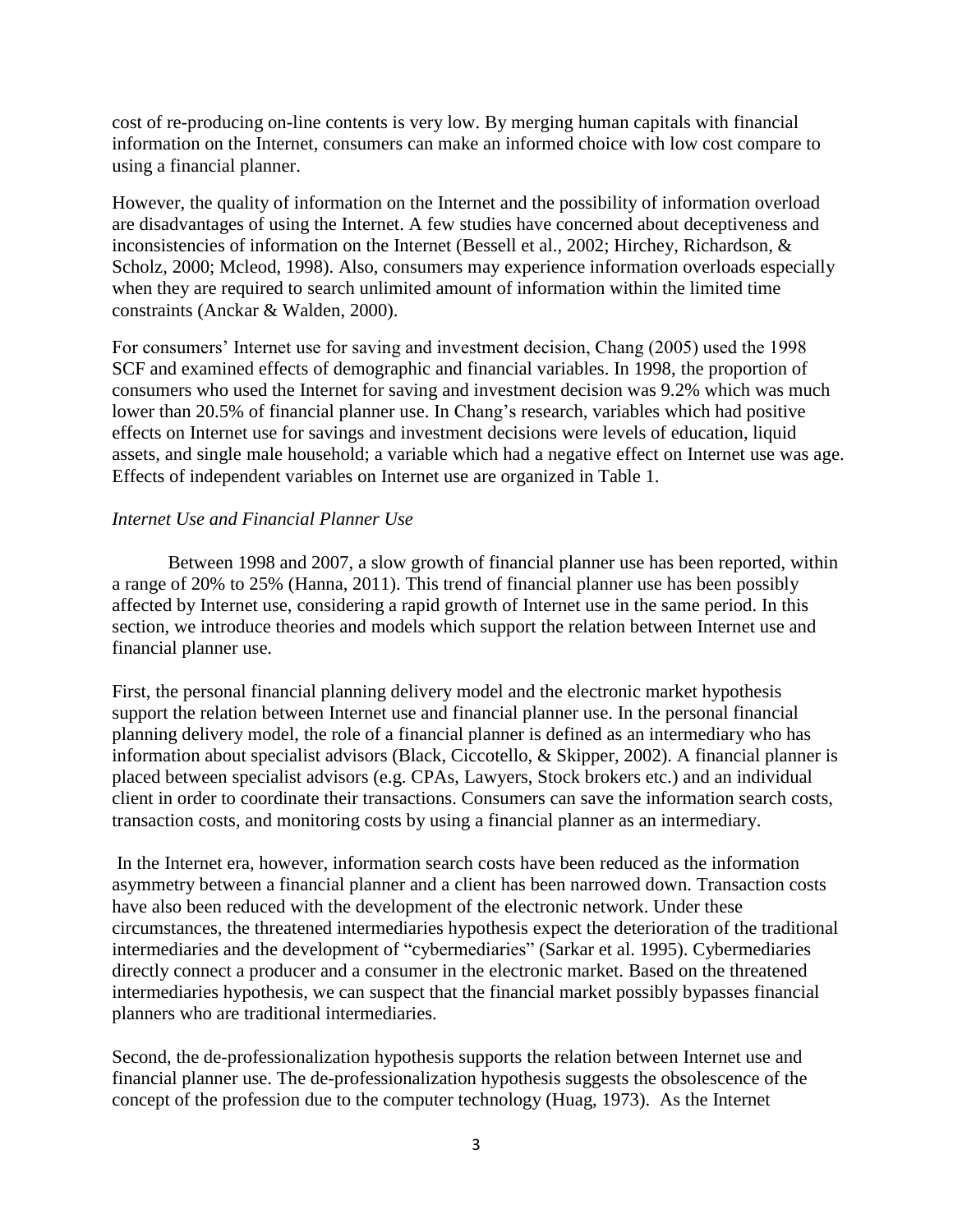cost of re-producing on-line contents is very low. By merging human capitals with financial information on the Internet, consumers can make an informed choice with low cost compare to using a financial planner.

However, the quality of information on the Internet and the possibility of information overload are disadvantages of using the Internet. A few studies have concerned about deceptiveness and inconsistencies of information on the Internet (Bessell et al., 2002; Hirchey, Richardson, & Scholz, 2000; Mcleod, 1998). Also, consumers may experience information overloads especially when they are required to search unlimited amount of information within the limited time constraints (Anckar & Walden, 2000).

For consumers' Internet use for saving and investment decision, Chang (2005) used the 1998 SCF and examined effects of demographic and financial variables. In 1998, the proportion of consumers who used the Internet for saving and investment decision was 9.2% which was much lower than 20.5% of financial planner use. In Chang's research, variables which had positive effects on Internet use for savings and investment decisions were levels of education, liquid assets, and single male household; a variable which had a negative effect on Internet use was age. Effects of independent variables on Internet use are organized in Table 1.

*Internet Use and Financial Planner Use*

Between 1998 and 2007, a slow growth of financial planner use has been reported, within a range of 20% to 25% (Hanna, 2011). This trend of financial planner use has been possibly affected by Internet use, considering a rapid growth of Internet use in the same period. In this section, we introduce theories and models which support the relation between Internet use and financial planner use.

First, the personal financial planning delivery model and the electronic market hypothesis support the relation between Internet use and financial planner use. In the personal financial planning delivery model, the role of a financial planner is defined as an intermediary who has information about specialist advisors (Black, Ciccotello, & Skipper, 2002). A financial planner is placed between specialist advisors (e.g. CPAs, Lawyers, Stock brokers etc.) and an individual client in order to coordinate their transactions. Consumers can save the information search costs, transaction costs, and monitoring costs by using a financial planner as an intermediary.

In the Internet era, however, information search costs have been reduced as the information asymmetry between a financial planner and a client has been narrowed down. Transaction costs have also been reduced with the development of the electronic network. Under these circumstances, the threatened intermediaries hypothesis expect the deterioration of the traditional intermediaries and the development of "cybermediaries" (Sarkar et al. 1995). Cybermediaries directly connect a producer and a consumer in the electronic market. Based on the threatened intermediaries hypothesis, we can suspect that the financial market possibly bypasses financial planners who are traditional intermediaries.

Second, the de-professionalization hypothesis supports the relation between Internet use and financial planner use. The de-professionalization hypothesis suggests the obsolescence of the concept of the profession due to the computer technology (Huag, 1973). As the Internet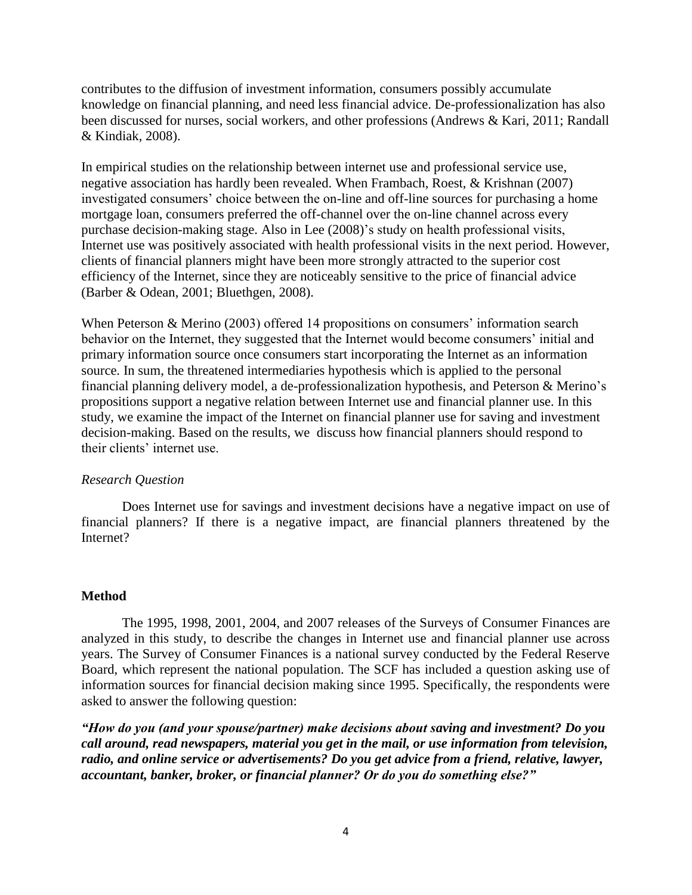contributes to the diffusion of investment information, consumers possibly accumulate knowledge on financial planning, and need less financial advice. De-professionalization has also been discussed for nurses, social workers, and other professions (Andrews & Kari, 2011; Randall & Kindiak, 2008).

In empirical studies on the relationship between internet use and professional service use, negative association has hardly been revealed. When Frambach, Roest, & Krishnan (2007) investigated consumers' choice between the on-line and off-line sources for purchasing a home mortgage loan, consumers preferred the off-channel over the on-line channel across every purchase decision-making stage. Also in Lee (2008)'s study on health professional visits, Internet use was positively associated with health professional visits in the next period. However, clients of financial planners might have been more strongly attracted to the superior cost efficiency of the Internet, since they are noticeably sensitive to the price of financial advice (Barber & Odean, 2001; Bluethgen, 2008).

When Peterson & Merino (2003) offered 14 propositions on consumers' information search behavior on the Internet, they suggested that the Internet would become consumers' initial and primary information source once consumers start incorporating the Internet as an information source. In sum, the threatened intermediaries hypothesis which is applied to the personal financial planning delivery model, a de-professionalization hypothesis, and Peterson & Merino's propositions support a negative relation between Internet use and financial planner use. In this study, we examine the impact of the Internet on financial planner use for saving and investment decision-making. Based on the results, we discuss how financial planners should respond to their clients' internet use.

*Research Question*

Does Internet use for savings and investment decisions have a negative impact on use of financial planners? If there is a negative impact, are financial planners threatened by the Internet?

## Method

The 1995, 1998, 2001, 2004, and 2007 releases of the Surveys of Consumer Finances are analyzed in this study, to describe the changes in Internet use and financial planner use across years. The Survey of Consumer Finances is a national survey conducted by the Federal Reserve Board, which represent the national population. The SCF has included a question asking use of information sources for financial decision making since 1995. Specifically, the respondents were asked to answer the following question:

***"How do you (and your spouse/partner) make decisions about saving and investment? Do you call around, read newspapers, material you get in the mail, or use information from television, radio, and online service or advertisements? Do you get advice from a friend, relative, lawyer, accountant, banker, broker, or financial planner? Or do you do something else?"***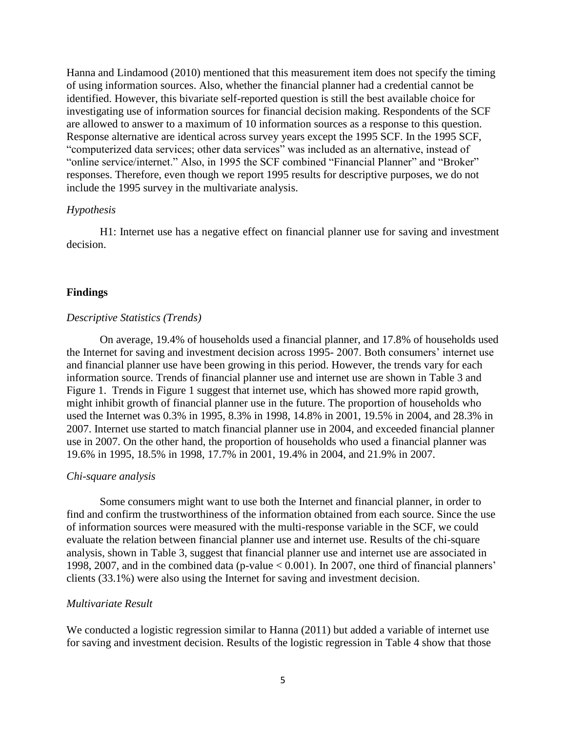Hanna and Lindamood (2010) mentioned that this measurement item does not specify the timing of using information sources. Also, whether the financial planner had a credential cannot be identified. However, this bivariate self-reported question is still the best available choice for investigating use of information sources for financial decision making. Respondents of the SCF are allowed to answer to a maximum of 10 information sources as a response to this question. Response alternative are identical across survey years except the 1995 SCF. In the 1995 SCF, "computerized data services; other data services" was included as an alternative, instead of "online service/internet." Also, in 1995 the SCF combined "Financial Planner" and "Broker" responses. Therefore, even though we report 1995 results for descriptive purposes, we do not include the 1995 survey in the multivariate analysis.

*Hypothesis*

H1: Internet use has a negative effect on financial planner use for saving and investment decision.

## Findings

*Descriptive Statistics (Trends)*

On average, 19.4% of households used a financial planner, and 17.8% of households used the Internet for saving and investment decision across 1995- 2007. Both consumers' internet use and financial planner use have been growing in this period. However, the trends vary for each information source. Trends of financial planner use and internet use are shown in Table 3 and Figure 1. Trends in Figure 1 suggest that internet use, which has showed more rapid growth, might inhibit growth of financial planner use in the future. The proportion of households who used the Internet was 0.3% in 1995, 8.3% in 1998, 14.8% in 2001, 19.5% in 2004, and 28.3% in 2007. Internet use started to match financial planner use in 2004, and exceeded financial planner use in 2007. On the other hand, the proportion of households who used a financial planner was 19.6% in 1995, 18.5% in 1998, 17.7% in 2001, 19.4% in 2004, and 21.9% in 2007.

*Chi-square analysis*

Some consumers might want to use both the Internet and financial planner, in order to find and confirm the trustworthiness of the information obtained from each source. Since the use of information sources were measured with the multi-response variable in the SCF, we could evaluate the relation between financial planner use and internet use. Results of the chi-square analysis, shown in Table 3, suggest that financial planner use and internet use are associated in 1998, 2007, and in the combined data (p-value $< 0.001$). In 2007, one third of financial planners' clients (33.1%) were also using the Internet for saving and investment decision.

*Multivariate Result*

We conducted a logistic regression similar to Hanna (2011) but added a variable of internet use for saving and investment decision. Results of the logistic regression in Table 4 show that those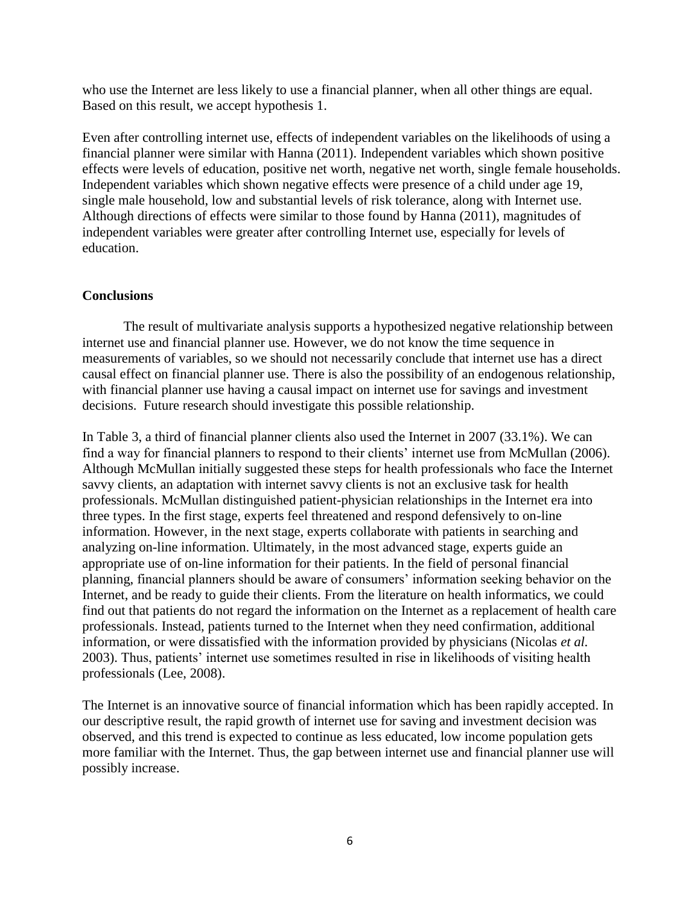who use the Internet are less likely to use a financial planner, when all other things are equal. Based on this result, we accept hypothesis 1.

Even after controlling internet use, effects of independent variables on the likelihoods of using a financial planner were similar with Hanna (2011). Independent variables which shown positive effects were levels of education, positive net worth, negative net worth, single female households. Independent variables which shown negative effects were presence of a child under age 19, single male household, low and substantial levels of risk tolerance, along with Internet use. Although directions of effects were similar to those found by Hanna (2011), magnitudes of independent variables were greater after controlling Internet use, especially for levels of education.

## Conclusions

The result of multivariate analysis supports a hypothesized negative relationship between internet use and financial planner use. However, we do not know the time sequence in measurements of variables, so we should not necessarily conclude that internet use has a direct causal effect on financial planner use. There is also the possibility of an endogenous relationship, with financial planner use having a causal impact on internet use for savings and investment decisions. Future research should investigate this possible relationship.

In Table 3, a third of financial planner clients also used the Internet in 2007 (33.1%). We can find a way for financial planners to respond to their clients' internet use from McMullan (2006). Although McMullan initially suggested these steps for health professionals who face the Internet savvy clients, an adaptation with internet savvy clients is not an exclusive task for health professionals. McMullan distinguished patient-physician relationships in the Internet era into three types. In the first stage, experts feel threatened and respond defensively to on-line information. However, in the next stage, experts collaborate with patients in searching and analyzing on-line information. Ultimately, in the most advanced stage, experts guide an appropriate use of on-line information for their patients. In the field of personal financial planning, financial planners should be aware of consumers' information seeking behavior on the Internet, and be ready to guide their clients. From the literature on health informatics, we could find out that patients do not regard the information on the Internet as a replacement of health care professionals. Instead, patients turned to the Internet when they need confirmation, additional information, or were dissatisfied with the information provided by physicians (Nicolas *et al.* 2003). Thus, patients' internet use sometimes resulted in rise in likelihoods of visiting health professionals (Lee, 2008).

The Internet is an innovative source of financial information which has been rapidly accepted. In our descriptive result, the rapid growth of internet use for saving and investment decision was observed, and this trend is expected to continue as less educated, low income population gets more familiar with the Internet. Thus, the gap between internet use and financial planner use will possibly increase.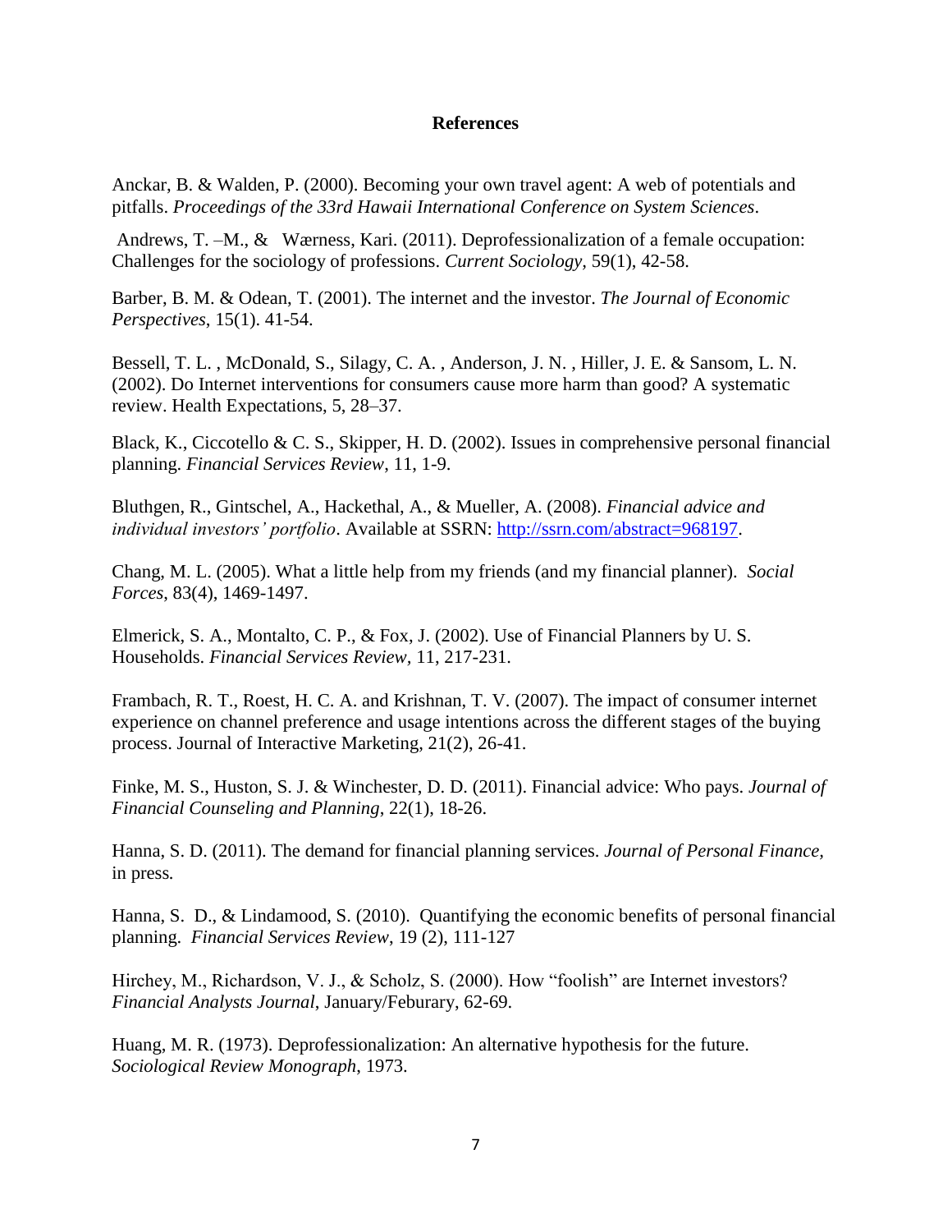# References

Anckar, B. & Walden, P. (2000). Becoming your own travel agent: A web of potentials and pitfalls. *Proceedings of the 33rd Hawaii International Conference on System Sciences*.

Andrews, T. –M., & Wærness, Kari. (2011). Deprofessionalization of a female occupation: Challenges for the sociology of professions. *Current Sociology,* 59(1), 42-58.

Barber, B. M. & Odean, T. (2001). The internet and the investor. *The Journal of Economic Perspectives*, 15(1). 41-54.

Bessell, T. L. , McDonald, S., Silagy, C. A. , Anderson, J. N. , Hiller, J. E. & Sansom, L. N. (2002). Do Internet interventions for consumers cause more harm than good? A systematic review. Health Expectations, 5, 28–37.

Black, K., Ciccotello & C. S., Skipper, H. D. (2002). Issues in comprehensive personal financial planning. *Financial Services Review*, 11, 1-9.

Bluthgen, R., Gintschel, A., Hackethal, A., & Mueller, A. (2008). *Financial advice and individual investors' portfolio*. Available at SSRN: http://ssrn.com/abstract=968197.

Chang, M. L. (2005). What a little help from my friends (and my financial planner). *Social Forces*, 83(4), 1469-1497.

Elmerick, S. A., Montalto, C. P., & Fox, J. (2002). Use of Financial Planners by U. S. Households. *Financial Services Review*, 11, 217-231.

Frambach, R. T., Roest, H. C. A. and Krishnan, T. V. (2007). The impact of consumer internet experience on channel preference and usage intentions across the different stages of the buying process. Journal of Interactive Marketing, 21(2), 26-41.

Finke, M. S., Huston, S. J. & Winchester, D. D. (2011). Financial advice: Who pays. *Journal of Financial Counseling and Planning*, 22(1), 18-26.

Hanna, S. D. (2011). The demand for financial planning services. *Journal of Personal Finance,* in press.

Hanna, S. D., & Lindamood, S. (2010). Quantifying the economic benefits of personal financial planning. *Financial Services Review*, 19 (2), 111-127

Hirchey, M., Richardson, V. J., & Scholz, S. (2000). How "foolish" are Internet investors? *Financial Analysts Journal*, January/Feburary, 62-69.

Huang, M. R. (1973). Deprofessionalization: An alternative hypothesis for the future. *Sociological Review Monograph*, 1973.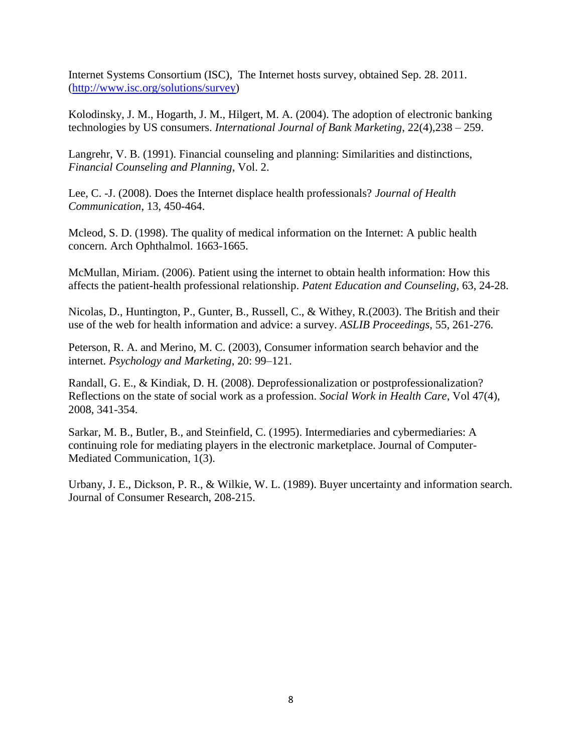Internet Systems Consortium (ISC), The Internet hosts survey, obtained Sep. 28. 2011. (http://www.isc.org/solutions/survey)

Kolodinsky, J. M., Hogarth, J. M., Hilgert, M. A. (2004). The adoption of electronic banking technologies by US consumers. *International Journal of Bank Marketing*, 22(4),238 – 259.

Langrehr, V. B. (1991). Financial counseling and planning: Similarities and distinctions, *Financial Counseling and Planning*, Vol. 2.

Lee, C. -J. (2008). Does the Internet displace health professionals? *Journal of Health Communication*, 13, 450-464.

Mcleod, S. D. (1998). The quality of medical information on the Internet: A public health concern. Arch Ophthalmol. 1663-1665.

McMullan, Miriam. (2006). Patient using the internet to obtain health information: How this affects the patient-health professional relationship. *Patent Education and Counseling*, 63, 24-28.

Nicolas, D., Huntington, P., Gunter, B., Russell, C., & Withey, R.(2003). The British and their use of the web for health information and advice: a survey. *ASLIB Proceedings*, 55, 261-276.

Peterson, R. A. and Merino, M. C. (2003), Consumer information search behavior and the internet. *Psychology and Marketing*, 20: 99–121.

Randall, G. E., & Kindiak, D. H. (2008). Deprofessionalization or postprofessionalization? Reflections on the state of social work as a profession. *Social Work in Health Care*, Vol 47(4), 2008, 341-354.

Sarkar, M. B., Butler, B., and Steinfield, C. (1995). Intermediaries and cybermediaries: A continuing role for mediating players in the electronic marketplace. Journal of Computer-Mediated Communication, 1(3).

Urbany, J. E., Dickson, P. R., & Wilkie, W. L. (1989). Buyer uncertainty and information search. Journal of Consumer Research, 208-215.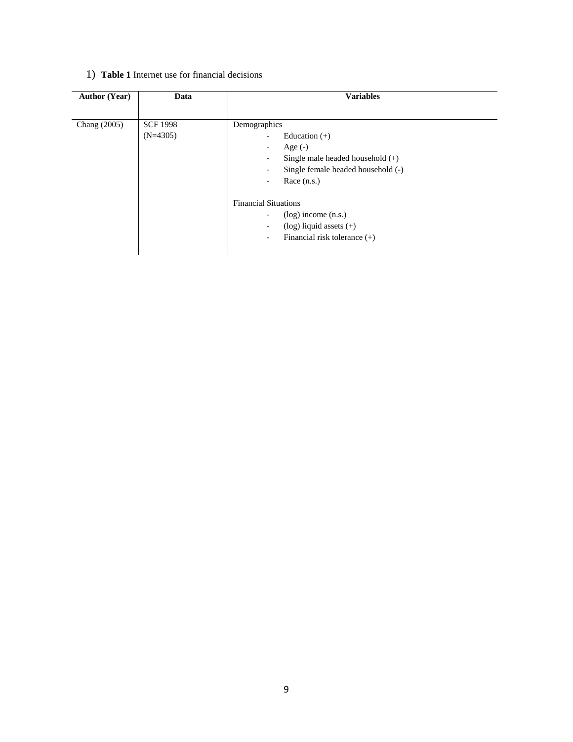1) **Table 1** Internet use for financial decisions

| Author (Year) | Data | Variables |
|---|---|---|
| Chang (2005) | SCF 1998 (N=4305) | Demographics<br>- Education (+)<br>- Age (-)<br>- Single male headed household (+)<br>- Single female headed household (-)<br>- Race (n.s.)<br><br>Financial Situations<br>- (log) income (n.s.)<br>- (log) liquid assets (+)<br>- Financial risk tolerance (+) |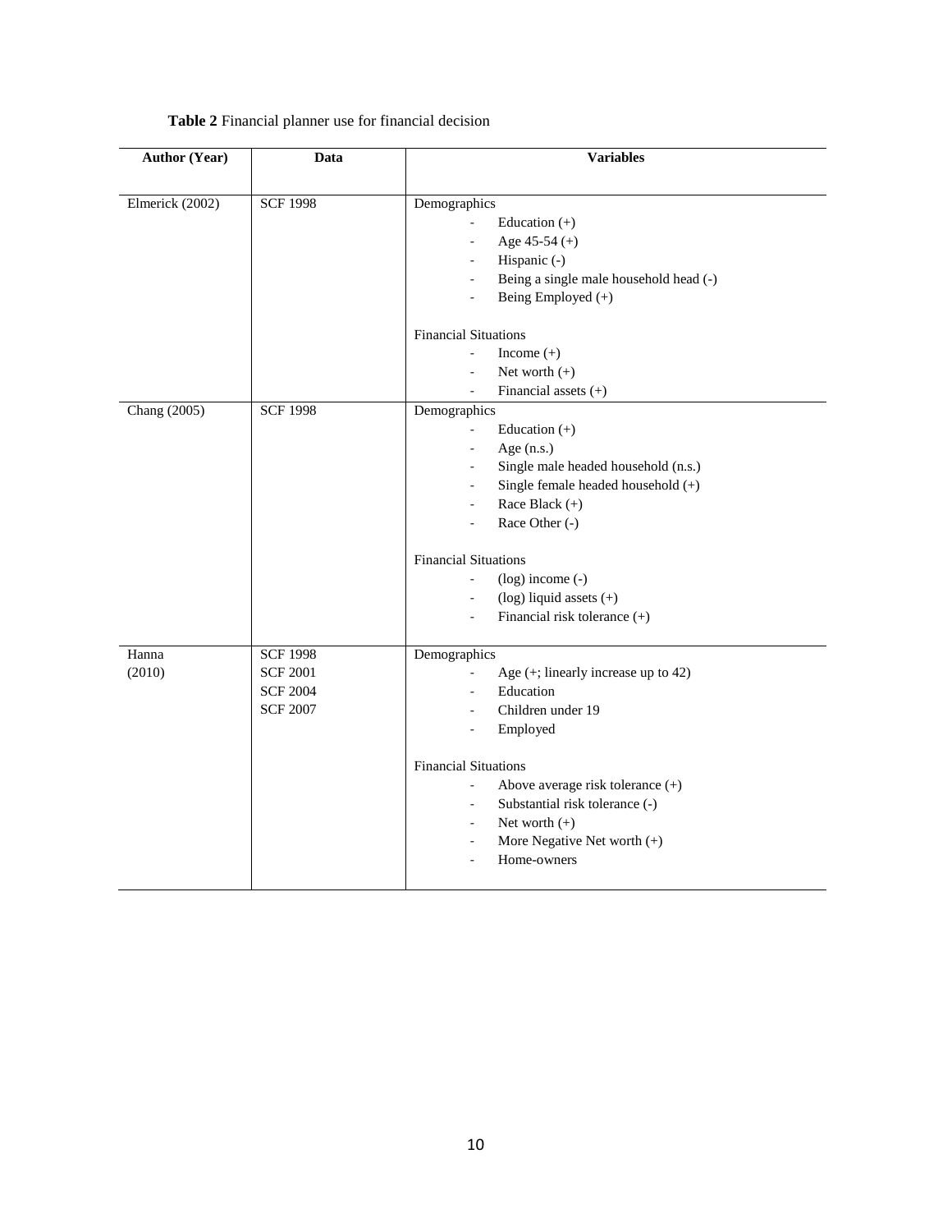**Table 2** Financial planner use for financial decision

| Author (Year) | Data | Variables |
|---|---|---|
| Elmerick (2002) | SCF 1998 | Demographics<br>- Education (+)<br>- Age 45-54 (+)<br>- Hispanic (-)<br>- Being a single male household head (-)<br>- Being Employed (+)<br><br>Financial Situations<br>- Income (+)<br>- Net worth (+)<br>- Financial assets (+) |
| Chang (2005) | SCF 1998 | Demographics<br>- Education (+)<br>- Age (n.s.)<br>- Single male headed household (n.s.)<br>- Single female headed household (+)<br>- Race Black (+)<br>- Race Other (-)<br><br>Financial Situations<br>- (log) income (-)<br>- (log) liquid assets (+)<br>- Financial risk tolerance (+) |
| Hanna (2010) | SCF 1998<br>SCF 2001<br>SCF 2004<br>SCF 2007 | Demographics<br>- Age (+; linearly increase up to 42)<br>- Education<br>- Children under 19<br>- Employed<br><br>Financial Situations<br>- Above average risk tolerance (+)<br>- Substantial risk tolerance (-)<br>- Net worth (+)<br>- More Negative Net worth (+)<br>- Home-owners |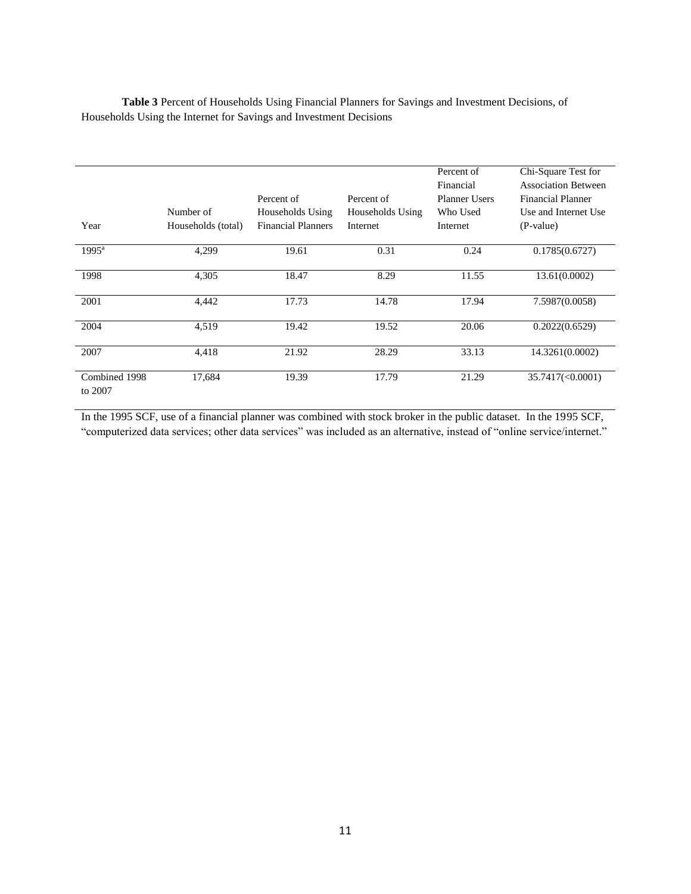**Table 3** Percent of Households Using Financial Planners for Savings and Investment Decisions, of Households Using the Internet for Savings and Investment Decisions

| Year | Number of Households (total) | Percent of Households Using Financial Planners | Percent of Households Using Internet | Percent of Financial Planner Users Who Used Internet | Chi-Square Test for Association Between Financial Planner Use and Internet Use (P-value) |
|---|---|---|---|---|---|
| 1995[a] | 4,299 | 19.61 | 0.31 | 0.24 | 0.1785(0.6727) |
| 1998 | 4,305 | 18.47 | 8.29 | 11.55 | 13.61(0.0002) |
| 2001 | 4,442 | 17.73 | 14.78 | 17.94 | 7.5987(0.0058) |
| 2004 | 4,519 | 19.42 | 19.52 | 20.06 | 0.2022(0.6529) |
| 2007 | 4,418 | 21.92 | 28.29 | 33.13 | 14.3261(0.0002) |
| Combined 1998 to 2007 | 17,684 | 19.39 | 17.79 | 21.29 | 35.7417(<0.0001) |

In the 1995 SCF, use of a financial planner was combined with stock broker in the public dataset. In the 1995 SCF, "computerized data services; other data services" was included as an alternative, instead of "online service/internet."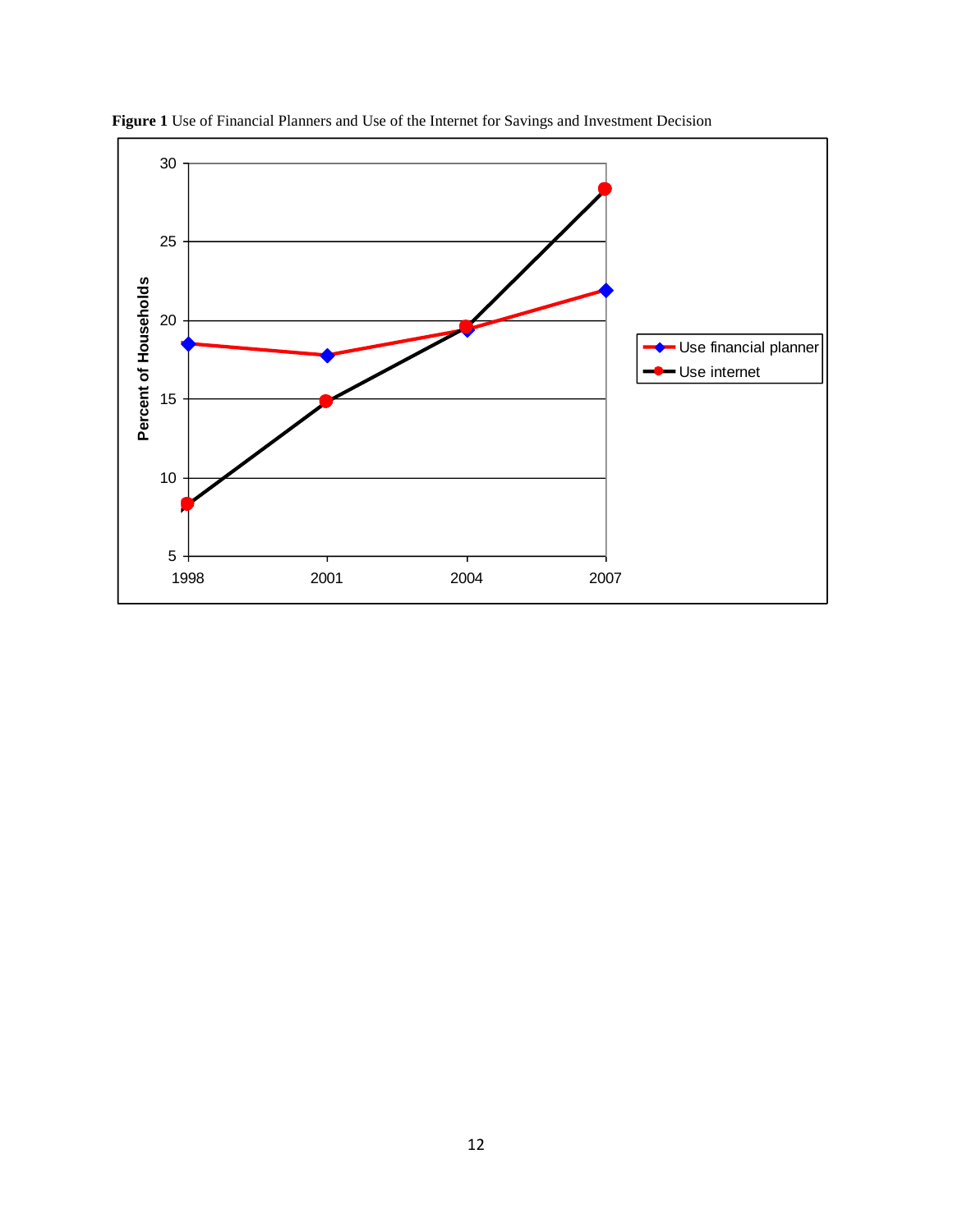**Figure 1** Use of Financial Planners and Use of the Internet for Savings and Investment Decision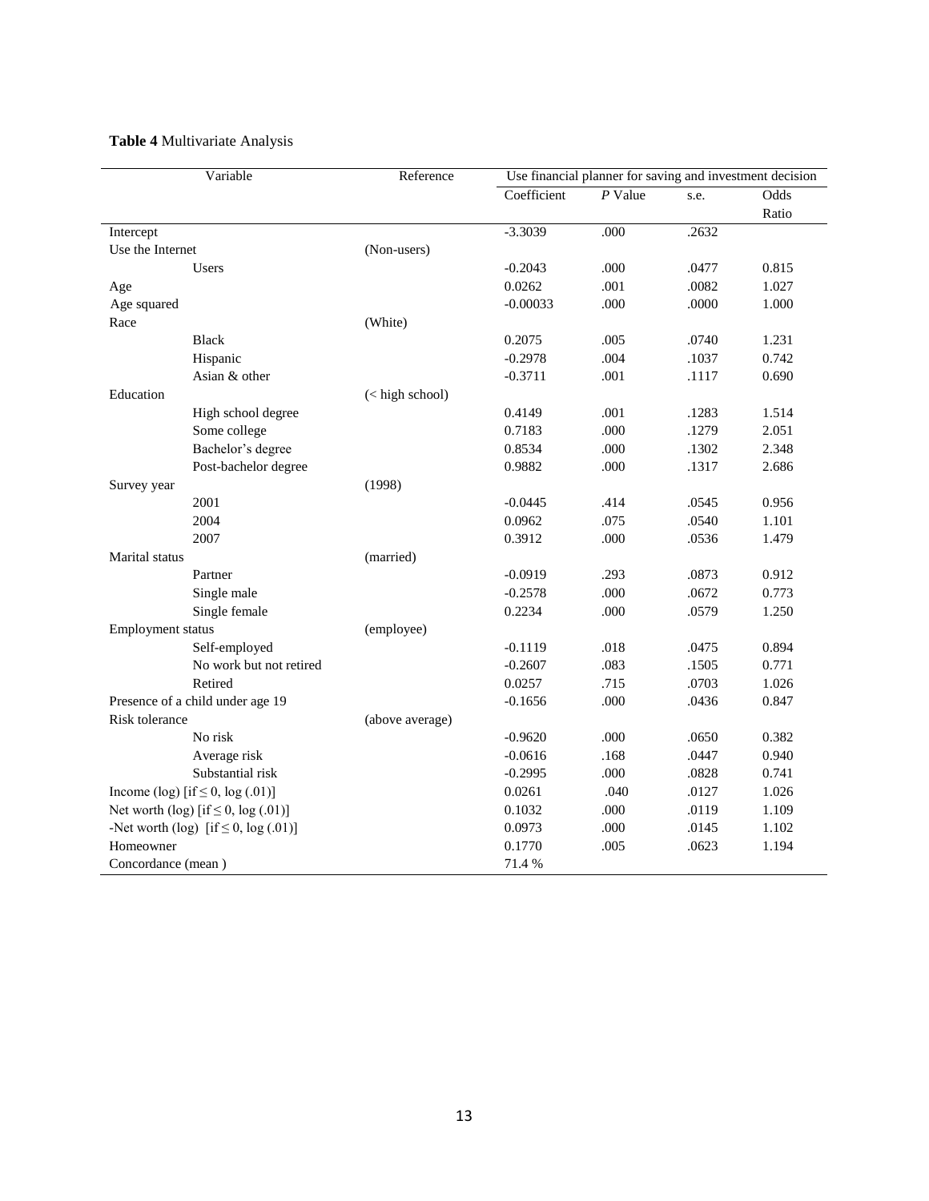**Table 4** Multivariate Analysis

| Variable | | Reference | Use financial planner for saving and investment decision | | | |
|---|---|---|---|---|---|---|
| | | | Coefficient | *P* Value | s.e. | Odds Ratio |
| Intercept | | | -3.3039 | .000 | .2632 | |
| Use the Internet | | (Non-users) | | | | |
| | Users | | -0.2043 | .000 | .0477 | 0.815 |
| Age | | | 0.0262 | .001 | .0082 | 1.027 |
| Age squared | | | -0.00033 | .000 | .0000 | 1.000 |
| Race | | (White) | | | | |
| | Black | | 0.2075 | .005 | .0740 | 1.231 |
| | Hispanic | | -0.2978 | .004 | .1037 | 0.742 |
| | Asian & other | | -0.3711 | .001 | .1117 | 0.690 |
| Education | | (< high school) | | | | |
| | High school degree | | 0.4149 | .001 | .1283 | 1.514 |
| | Some college | | 0.7183 | .000 | .1279 | 2.051 |
| | Bachelor's degree | | 0.8534 | .000 | .1302 | 2.348 |
| | Post-bachelor degree | | 0.9882 | .000 | .1317 | 2.686 |
| Survey year | | (1998) | | | | |
| | 2001 | | -0.0445 | .414 | .0545 | 0.956 |
| | 2004 | | 0.0962 | .075 | .0540 | 1.101 |
| | 2007 | | 0.3912 | .000 | .0536 | 1.479 |
| Marital status | | (married) | | | | |
| | Partner | | -0.0919 | .293 | .0873 | 0.912 |
| | Single male | | -0.2578 | .000 | .0672 | 0.773 |
| | Single female | | 0.2234 | .000 | .0579 | 1.250 |
| Employment status | | (employee) | | | | |
| | Self-employed | | -0.1119 | .018 | .0475 | 0.894 |
| | No work but not retired | | -0.2607 | .083 | .1505 | 0.771 |
| | Retired | | 0.0257 | .715 | .0703 | 1.026 |
| Presence of a child under age 19 | | | -0.1656 | .000 | .0436 | 0.847 |
| Risk tolerance | | (above average) | | | | |
| | No risk | | -0.9620 | .000 | .0650 | 0.382 |
| | Average risk | | -0.0616 | .168 | .0447 | 0.940 |
| | Substantial risk | | -0.2995 | .000 | .0828 | 0.741 |
| Income (log) [if ≤ 0, log (.01)] | | | 0.0261 | .040 | .0127 | 1.026 |
| Net worth (log) [if ≤ 0, log (.01)] | | | 0.1032 | .000 | .0119 | 1.109 |
| -Net worth (log) [if ≤ 0, log (.01)] | | | 0.0973 | .000 | .0145 | 1.102 |
| Homeowner | | | 0.1770 | .005 | .0623 | 1.194 |
| Concordance (mean ) | | | 71.4 % | | | |